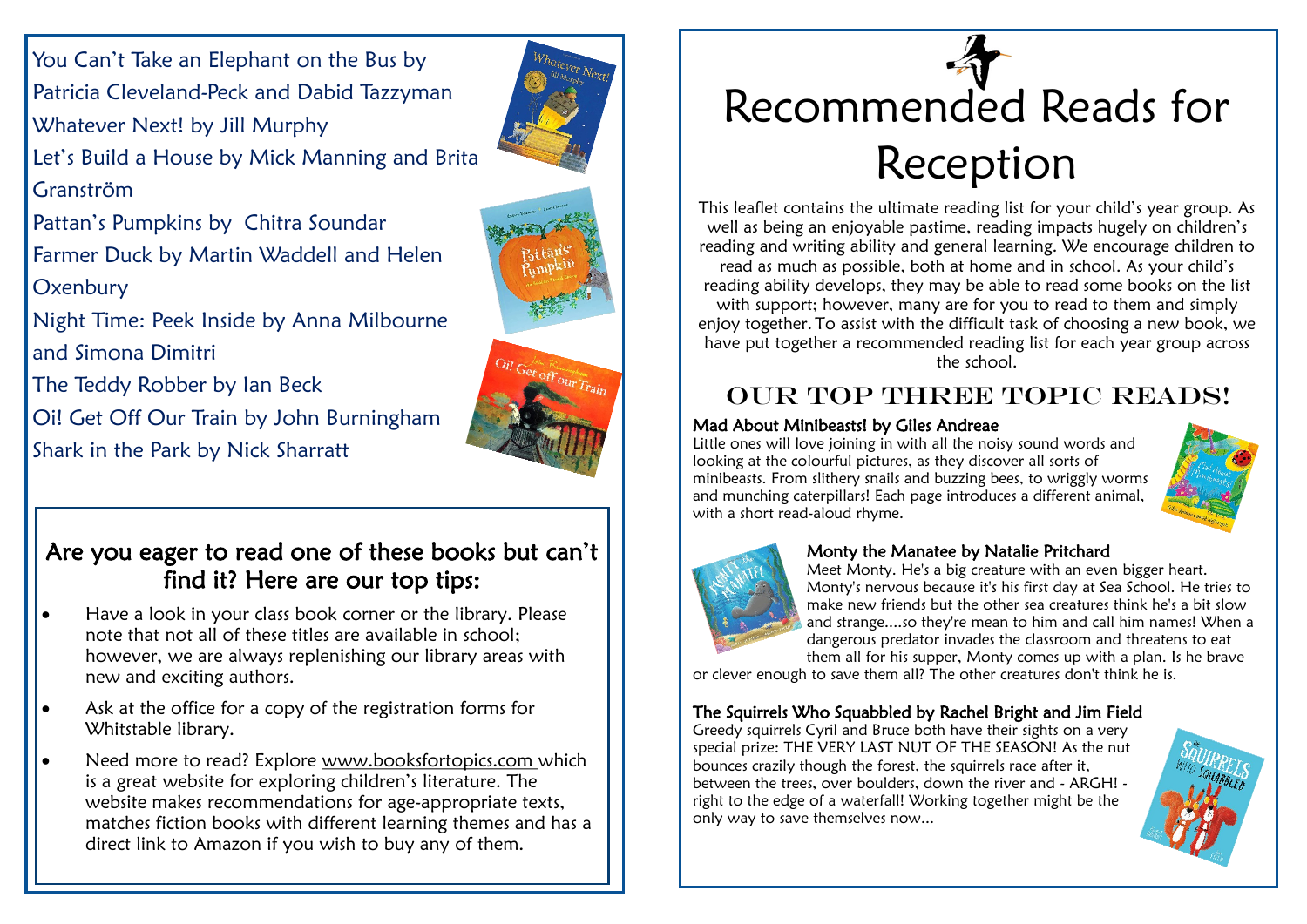# Recommended Reads for Reception

This leaflet contains the ultimate reading list for your child's year group. As well as being an enjoyable pastime, reading impacts hugely on children's reading and writing ability and general learning. We encourage children to read as much as possible, both at home and in school. As your child's reading ability develops, they may be able to read some books on the list with support; however, many are for you to read to them and simply enjoy together. To assist with the difficult task of choosing a new book, we have put together a recommended reading list for each year group across the school.

## Our Top Three Topic Reads!

**Mad About Minibeasts! by Giles Andreae**

Little ones will love joining in with all the noisy sound words and looking at the colourful pictures, as they discover all sorts of minibeasts. From slithery snails and buzzing bees, to wriggly worms and munching caterpillars! Each page introduces a different animal, with a short read-aloud rhyme.

**Monty the Manatee by Natalie Pritchard**

Meet Monty. He's a big creature with an even bigger heart. Monty's nervous because it's his first day at Sea School. He tries to make new friends but the other sea creatures think he's a bit slow and strange....so they're mean to him and call him names! When a dangerous predator invades the classroom and threatens to eat them all for his supper, Monty comes up with a plan. Is he brave or clever enough to save them all? The other creatures don't think he is.

**The Squirrels Who Squabbled by Rachel Bright and Jim Field**

Greedy squirrels Cyril and Bruce both have their sights on a very special prize: THE VERY LAST NUT OF THE SEASON! As the nut bounces crazily though the forest, the squirrels race after it, between the trees, over boulders, down the river and - ARGH! - right to the edge of a waterfall! Working together might be the only way to save themselves now...

You Can't Take an Elephant on the Bus by Patricia Cleveland-Peck and Dabid Tazzyman

Whatever Next! by Jill Murphy

Let's Build a House by Mick Manning and Brita Granström

Pattan's Pumpkins by Chitra Soundar

Farmer Duck by Martin Waddell and Helen Oxenbury

Night Time: Peek Inside by Anna Milbourne and Simona Dimitri

The Teddy Robber by Ian Beck

Oi! Get Off Our Train by John Burningham

Shark in the Park by Nick Sharratt

## Are you eager to read one of these books but can't find it? Here are our top tips:

- Have a look in your class book corner or the library. Please note that not all of these titles are available in school; however, we are always replenishing our library areas with new and exciting authors.
- Ask at the office for a copy of the registration forms for Whitstable library.
- Need more to read? Explore www.booksfortopics.com which is a great website for exploring children's literature. The website makes recommendations for age-appropriate texts, matches fiction books with different learning themes and has a direct link to Amazon if you wish to buy any of them.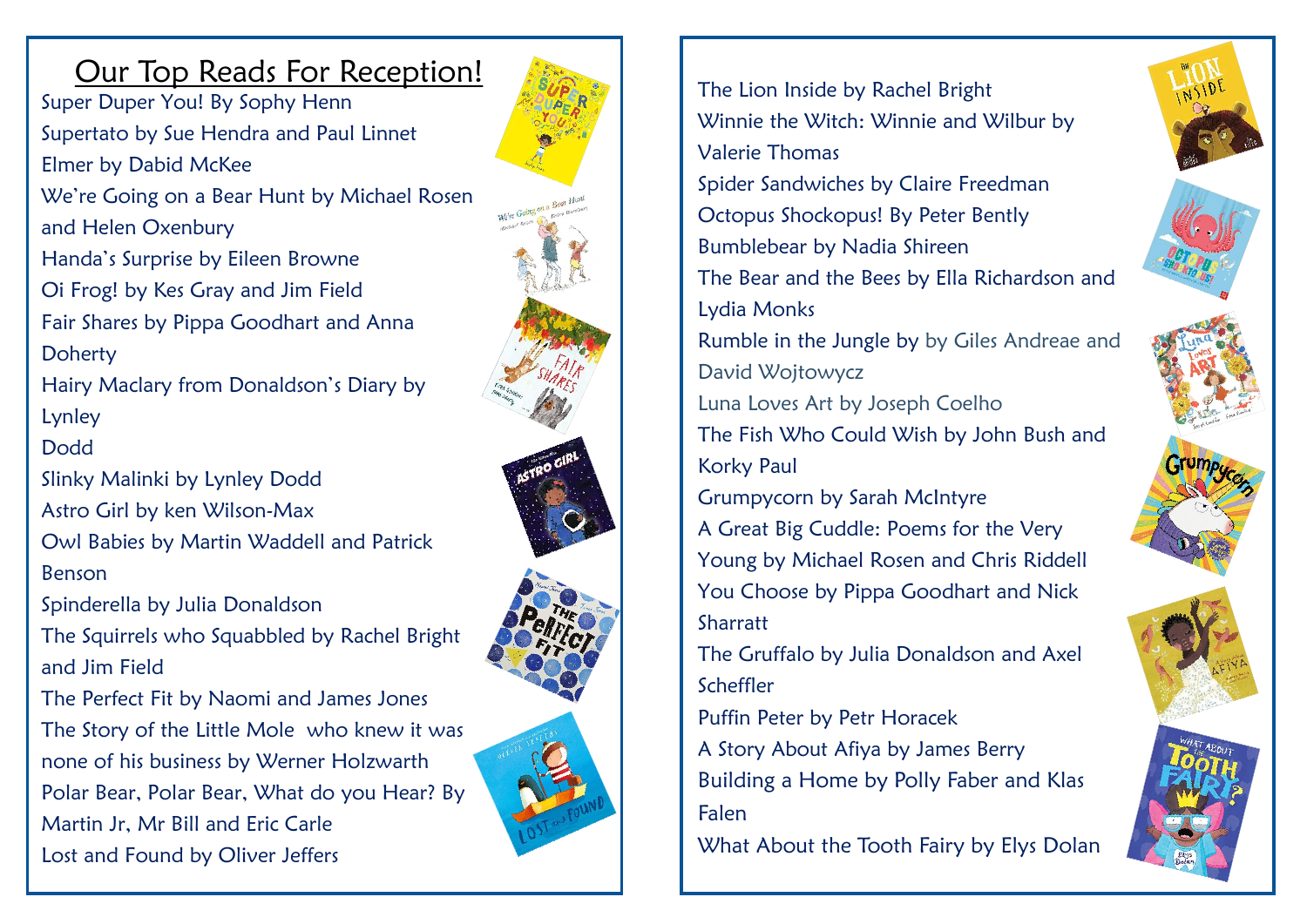# Our Top Reads For Reception!

Super Duper You! By Sophy Henn
Supertato by Sue Hendra and Paul Linnet
Elmer by Dabid McKee
We're Going on a Bear Hunt by Michael Rosen and Helen Oxenbury
Handa's Surprise by Eileen Browne
Oi Frog! by Kes Gray and Jim Field
Fair Shares by Pippa Goodhart and Anna Doherty
Hairy Maclary from Donaldson's Diary by Lynley Dodd
Slinky Malinki by Lynley Dodd
Astro Girl by ken Wilson-Max
Owl Babies by Martin Waddell and Patrick Benson
Spinderella by Julia Donaldson
The Squirrels who Squabbled by Rachel Bright and Jim Field
The Perfect Fit by Naomi and James Jones
The Story of the Little Mole who knew it was none of his business by Werner Holzwarth
Polar Bear, Polar Bear, What do you Hear? By Martin Jr, Mr Bill and Eric Carle
Lost and Found by Oliver Jeffers

The Lion Inside by Rachel Bright
Winnie the Witch: Winnie and Wilbur by Valerie Thomas
Spider Sandwiches by Claire Freedman
Octopus Shockopus! By Peter Bently
Bumblebear by Nadia Shireen
The Bear and the Bees by Ella Richardson and Lydia Monks
Rumble in the Jungle by by Giles Andreae and David Wojtowycz
Luna Loves Art by Joseph Coelho
The Fish Who Could Wish by John Bush and Korky Paul
Grumpycorn by Sarah McIntyre
A Great Big Cuddle: Poems for the Very Young by Michael Rosen and Chris Riddell
You Choose by Pippa Goodhart and Nick Sharratt
The Gruffalo by Julia Donaldson and Axel Scheffler
Puffin Peter by Petr Horacek
A Story About Afiya by James Berry
Building a Home by Polly Faber and Klas Falen
What About the Tooth Fairy by Elys Dolan